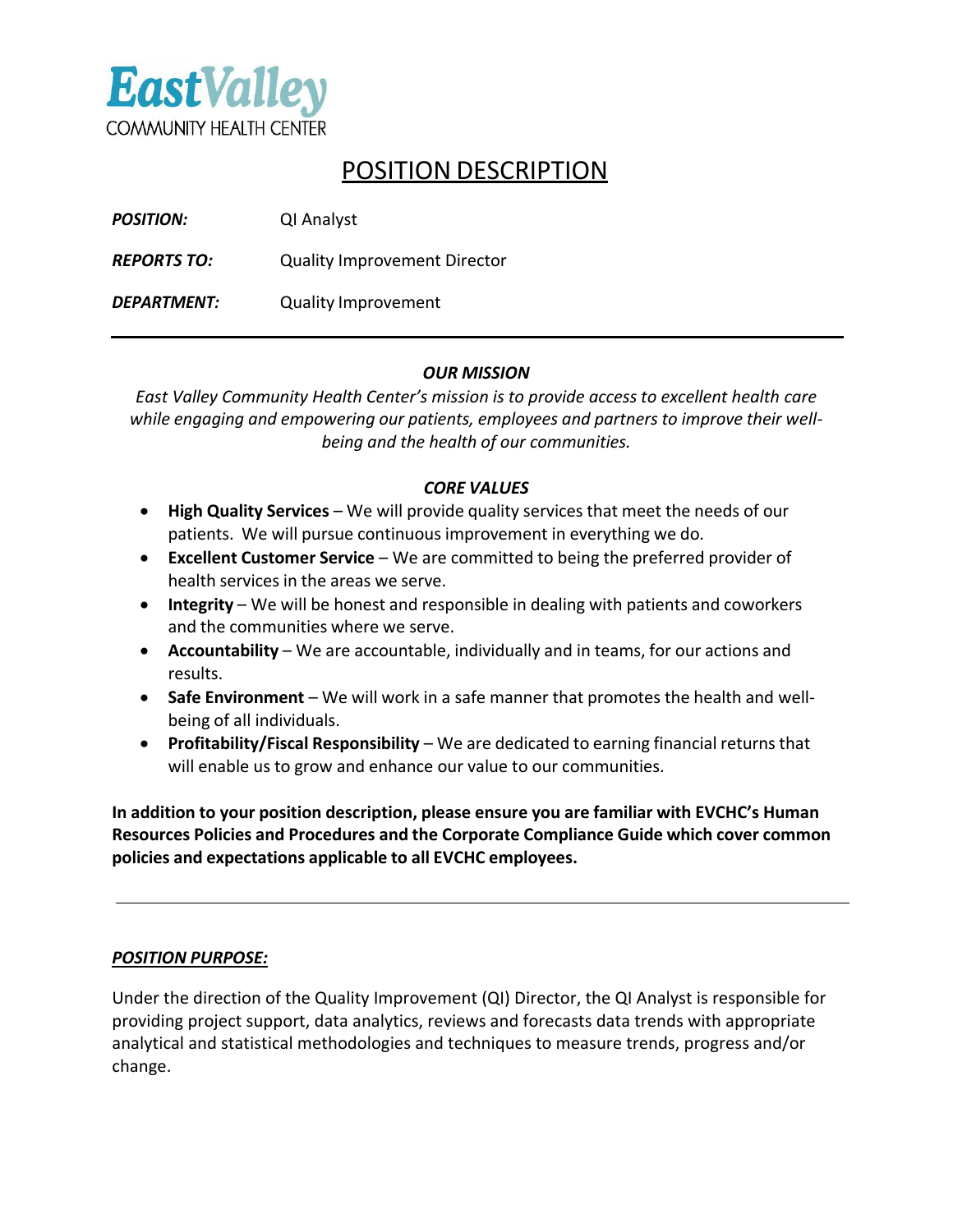**EastValley**
COMMUNITY HEALTH CENTER

# POSITION DESCRIPTION

***POSITION:*** QI Analyst

***REPORTS TO:*** Quality Improvement Director

***DEPARTMENT:*** Quality Improvement

---

***OUR MISSION***

*East Valley Community Health Center's mission is to provide access to excellent health care while engaging and empowering our patients, employees and partners to improve their well-being and the health of our communities.*

***CORE VALUES***

- **High Quality Services** – We will provide quality services that meet the needs of our patients. We will pursue continuous improvement in everything we do.
- **Excellent Customer Service** – We are committed to being the preferred provider of health services in the areas we serve.
- **Integrity** – We will be honest and responsible in dealing with patients and coworkers and the communities where we serve.
- **Accountability** – We are accountable, individually and in teams, for our actions and results.
- **Safe Environment** – We will work in a safe manner that promotes the health and well-being of all individuals.
- **Profitability/Fiscal Responsibility** – We are dedicated to earning financial returns that will enable us to grow and enhance our value to our communities.

**In addition to your position description, please ensure you are familiar with EVCHC's Human Resources Policies and Procedures and the Corporate Compliance Guide which cover common policies and expectations applicable to all EVCHC employees.**

---

***POSITION PURPOSE:***

Under the direction of the Quality Improvement (QI) Director, the QI Analyst is responsible for providing project support, data analytics, reviews and forecasts data trends with appropriate analytical and statistical methodologies and techniques to measure trends, progress and/or change.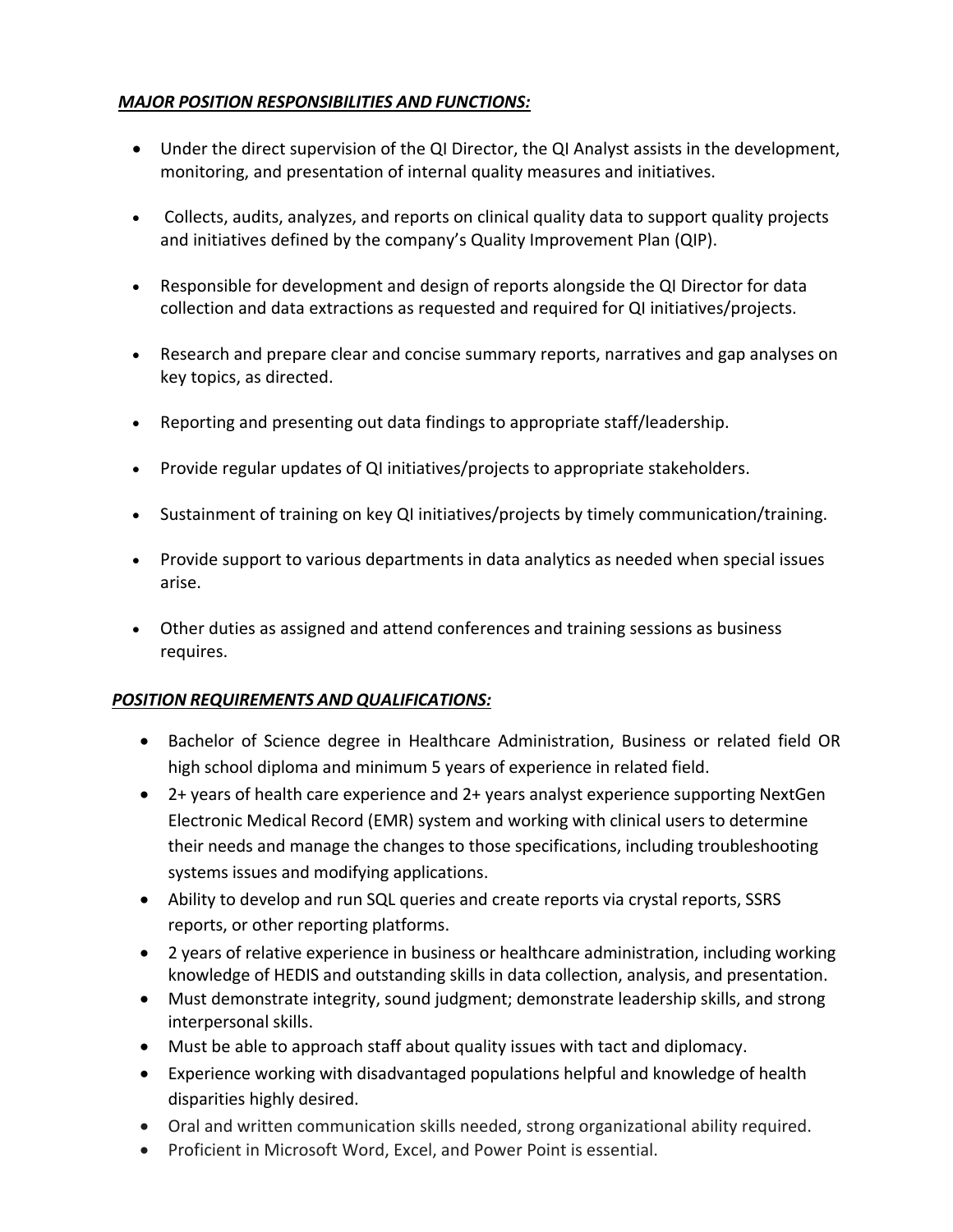## ***MAJOR POSITION RESPONSIBILITIES AND FUNCTIONS:***

- Under the direct supervision of the QI Director, the QI Analyst assists in the development, monitoring, and presentation of internal quality measures and initiatives.
- Collects, audits, analyzes, and reports on clinical quality data to support quality projects and initiatives defined by the company's Quality Improvement Plan (QIP).
- Responsible for development and design of reports alongside the QI Director for data collection and data extractions as requested and required for QI initiatives/projects.
- Research and prepare clear and concise summary reports, narratives and gap analyses on key topics, as directed.
- Reporting and presenting out data findings to appropriate staff/leadership.
- Provide regular updates of QI initiatives/projects to appropriate stakeholders.
- Sustainment of training on key QI initiatives/projects by timely communication/training.
- Provide support to various departments in data analytics as needed when special issues arise.
- Other duties as assigned and attend conferences and training sessions as business requires.

## ***POSITION REQUIREMENTS AND QUALIFICATIONS:***

- Bachelor of Science degree in Healthcare Administration, Business or related field OR high school diploma and minimum 5 years of experience in related field.
- 2+ years of health care experience and 2+ years analyst experience supporting NextGen Electronic Medical Record (EMR) system and working with clinical users to determine their needs and manage the changes to those specifications, including troubleshooting systems issues and modifying applications.
- Ability to develop and run SQL queries and create reports via crystal reports, SSRS reports, or other reporting platforms.
- 2 years of relative experience in business or healthcare administration, including working knowledge of HEDIS and outstanding skills in data collection, analysis, and presentation.
- Must demonstrate integrity, sound judgment; demonstrate leadership skills, and strong interpersonal skills.
- Must be able to approach staff about quality issues with tact and diplomacy.
- Experience working with disadvantaged populations helpful and knowledge of health disparities highly desired.
- Oral and written communication skills needed, strong organizational ability required.
- Proficient in Microsoft Word, Excel, and Power Point is essential.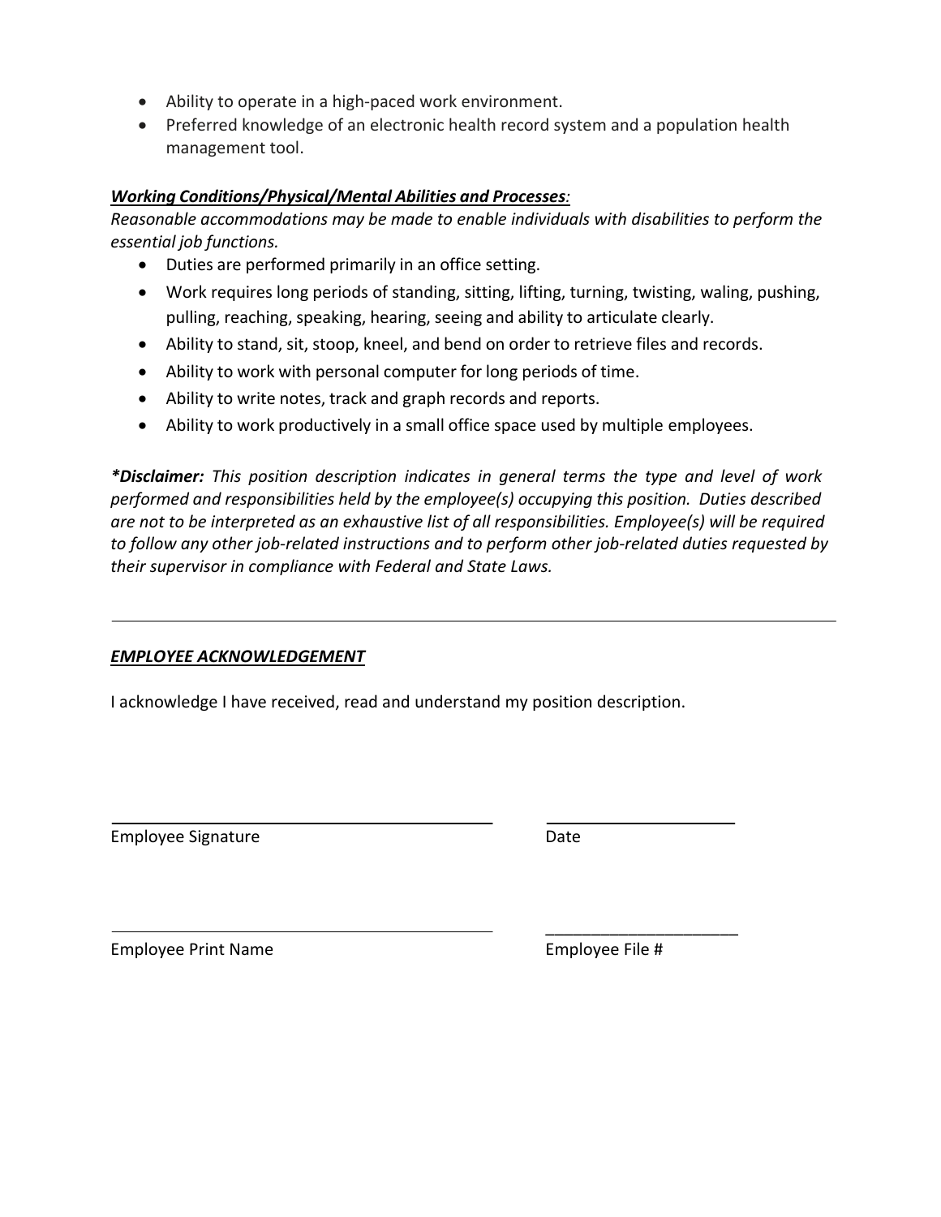- Ability to operate in a high-paced work environment.
- Preferred knowledge of an electronic health record system and a population health management tool.

***Working Conditions/Physical/Mental Abilities and Processes**:*

*Reasonable accommodations may be made to enable individuals with disabilities to perform the essential job functions.*

- Duties are performed primarily in an office setting.
- Work requires long periods of standing, sitting, lifting, turning, twisting, waling, pushing, pulling, reaching, speaking, hearing, seeing and ability to articulate clearly.
- Ability to stand, sit, stoop, kneel, and bend on order to retrieve files and records.
- Ability to work with personal computer for long periods of time.
- Ability to write notes, track and graph records and reports.
- Ability to work productively in a small office space used by multiple employees.

***Disclaimer:** This position description indicates in general terms the type and level of work performed and responsibilities held by the employee(s) occupying this position. Duties described are not to be interpreted as an exhaustive list of all responsibilities. Employee(s) will be required to follow any other job-related instructions and to perform other job-related duties requested by their supervisor in compliance with Federal and State Laws.*

---

***EMPLOYEE ACKNOWLEDGEMENT***

I acknowledge I have received, read and understand my position description.

______________________________ ______________________

Employee Signature Date

______________________________ ______________________

Employee Print Name Employee File #